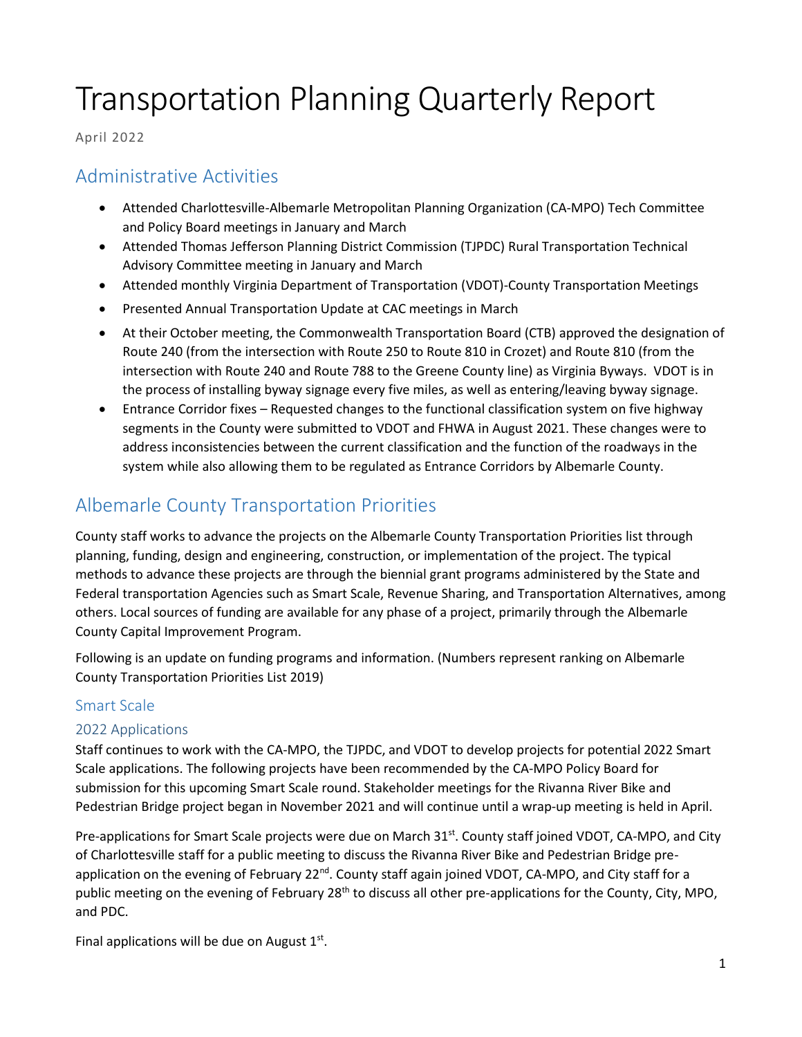# Transportation Planning Quarterly Report

April 2022

## Administrative Activities

- Attended Charlottesville-Albemarle Metropolitan Planning Organization (CA-MPO) Tech Committee and Policy Board meetings in January and March
- Attended Thomas Jefferson Planning District Commission (TJPDC) Rural Transportation Technical Advisory Committee meeting in January and March
- Attended monthly Virginia Department of Transportation (VDOT)-County Transportation Meetings
- Presented Annual Transportation Update at CAC meetings in March
- At their October meeting, the Commonwealth Transportation Board (CTB) approved the designation of Route 240 (from the intersection with Route 250 to Route 810 in Crozet) and Route 810 (from the intersection with Route 240 and Route 788 to the Greene County line) as Virginia Byways. VDOT is in the process of installing byway signage every five miles, as well as entering/leaving byway signage.
- Entrance Corridor fixes – Requested changes to the functional classification system on five highway segments in the County were submitted to VDOT and FHWA in August 2021. These changes were to address inconsistencies between the current classification and the function of the roadways in the system while also allowing them to be regulated as Entrance Corridors by Albemarle County.

## Albemarle County Transportation Priorities

County staff works to advance the projects on the Albemarle County Transportation Priorities list through planning, funding, design and engineering, construction, or implementation of the project. The typical methods to advance these projects are through the biennial grant programs administered by the State and Federal transportation Agencies such as Smart Scale, Revenue Sharing, and Transportation Alternatives, among others. Local sources of funding are available for any phase of a project, primarily through the Albemarle County Capital Improvement Program.

Following is an update on funding programs and information. (Numbers represent ranking on Albemarle County Transportation Priorities List 2019)

### Smart Scale

#### 2022 Applications

Staff continues to work with the CA-MPO, the TJPDC, and VDOT to develop projects for potential 2022 Smart Scale applications. The following projects have been recommended by the CA-MPO Policy Board for submission for this upcoming Smart Scale round. Stakeholder meetings for the Rivanna River Bike and Pedestrian Bridge project began in November 2021 and will continue until a wrap-up meeting is held in April.

Pre-applications for Smart Scale projects were due on March 31st. County staff joined VDOT, CA-MPO, and City of Charlottesville staff for a public meeting to discuss the Rivanna River Bike and Pedestrian Bridge pre-application on the evening of February 22nd. County staff again joined VDOT, CA-MPO, and City staff for a public meeting on the evening of February 28th to discuss all other pre-applications for the County, City, MPO, and PDC.

Final applications will be due on August 1st.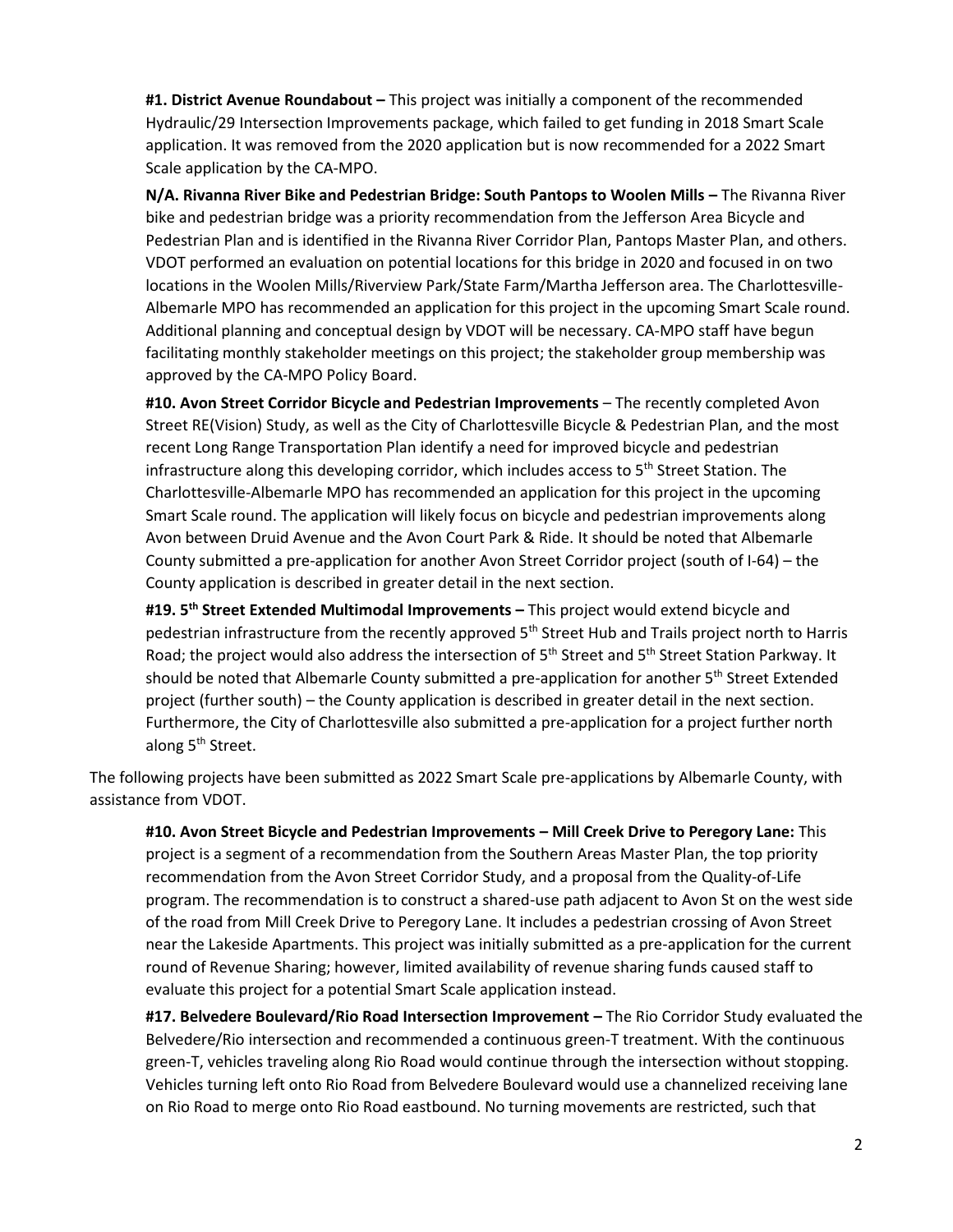**#1. District Avenue Roundabout –** This project was initially a component of the recommended Hydraulic/29 Intersection Improvements package, which failed to get funding in 2018 Smart Scale application. It was removed from the 2020 application but is now recommended for a 2022 Smart Scale application by the CA-MPO.

**N/A. Rivanna River Bike and Pedestrian Bridge: South Pantops to Woolen Mills –** The Rivanna River bike and pedestrian bridge was a priority recommendation from the Jefferson Area Bicycle and Pedestrian Plan and is identified in the Rivanna River Corridor Plan, Pantops Master Plan, and others. VDOT performed an evaluation on potential locations for this bridge in 2020 and focused in on two locations in the Woolen Mills/Riverview Park/State Farm/Martha Jefferson area. The Charlottesville-Albemarle MPO has recommended an application for this project in the upcoming Smart Scale round. Additional planning and conceptual design by VDOT will be necessary. CA-MPO staff have begun facilitating monthly stakeholder meetings on this project; the stakeholder group membership was approved by the CA-MPO Policy Board.

**#10. Avon Street Corridor Bicycle and Pedestrian Improvements** – The recently completed Avon Street RE(Vision) Study, as well as the City of Charlottesville Bicycle & Pedestrian Plan, and the most recent Long Range Transportation Plan identify a need for improved bicycle and pedestrian infrastructure along this developing corridor, which includes access to 5th Street Station. The Charlottesville-Albemarle MPO has recommended an application for this project in the upcoming Smart Scale round. The application will likely focus on bicycle and pedestrian improvements along Avon between Druid Avenue and the Avon Court Park & Ride. It should be noted that Albemarle County submitted a pre-application for another Avon Street Corridor project (south of I-64) – the County application is described in greater detail in the next section.

**#19. 5th Street Extended Multimodal Improvements –** This project would extend bicycle and pedestrian infrastructure from the recently approved 5th Street Hub and Trails project north to Harris Road; the project would also address the intersection of 5th Street and 5th Street Station Parkway. It should be noted that Albemarle County submitted a pre-application for another 5th Street Extended project (further south) – the County application is described in greater detail in the next section. Furthermore, the City of Charlottesville also submitted a pre-application for a project further north along 5th Street.

The following projects have been submitted as 2022 Smart Scale pre-applications by Albemarle County, with assistance from VDOT.

**#10. Avon Street Bicycle and Pedestrian Improvements – Mill Creek Drive to Peregory Lane:** This project is a segment of a recommendation from the Southern Areas Master Plan, the top priority recommendation from the Avon Street Corridor Study, and a proposal from the Quality-of-Life program. The recommendation is to construct a shared-use path adjacent to Avon St on the west side of the road from Mill Creek Drive to Peregory Lane. It includes a pedestrian crossing of Avon Street near the Lakeside Apartments. This project was initially submitted as a pre-application for the current round of Revenue Sharing; however, limited availability of revenue sharing funds caused staff to evaluate this project for a potential Smart Scale application instead.

**#17. Belvedere Boulevard/Rio Road Intersection Improvement –** The Rio Corridor Study evaluated the Belvedere/Rio intersection and recommended a continuous green-T treatment. With the continuous green-T, vehicles traveling along Rio Road would continue through the intersection without stopping. Vehicles turning left onto Rio Road from Belvedere Boulevard would use a channelized receiving lane on Rio Road to merge onto Rio Road eastbound. No turning movements are restricted, such that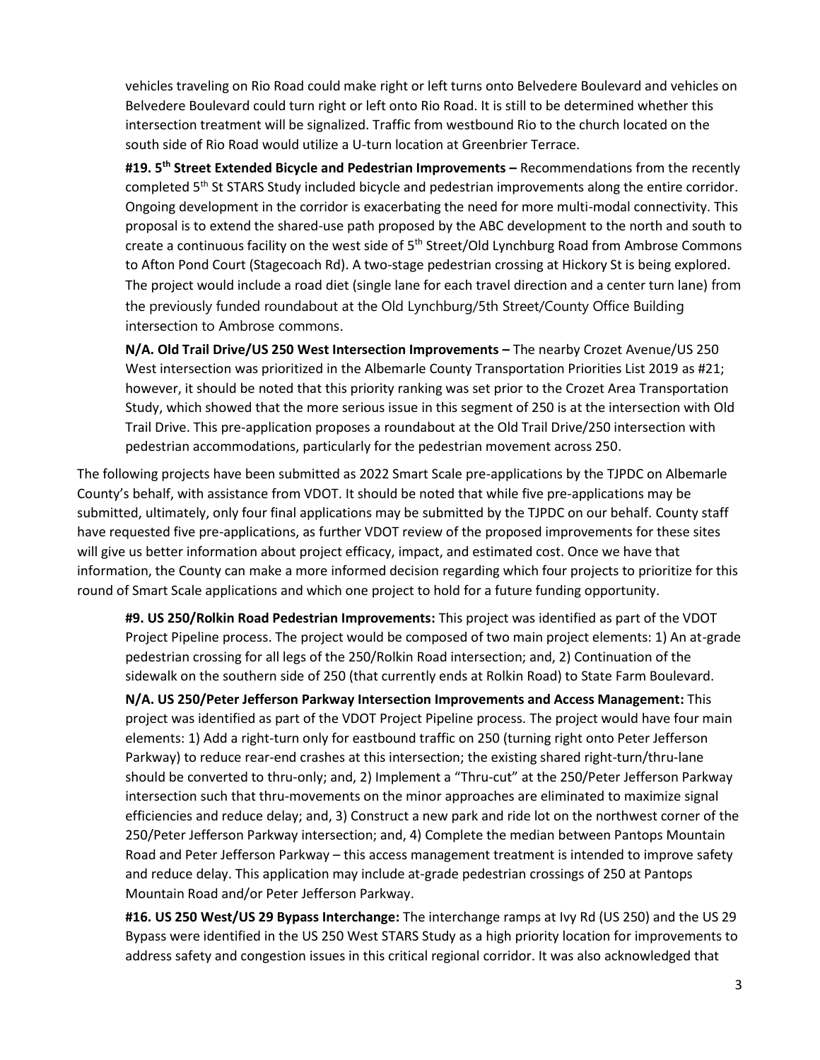vehicles traveling on Rio Road could make right or left turns onto Belvedere Boulevard and vehicles on Belvedere Boulevard could turn right or left onto Rio Road. It is still to be determined whether this intersection treatment will be signalized. Traffic from westbound Rio to the church located on the south side of Rio Road would utilize a U-turn location at Greenbrier Terrace.

**#19. 5th Street Extended Bicycle and Pedestrian Improvements –** Recommendations from the recently completed 5th St STARS Study included bicycle and pedestrian improvements along the entire corridor. Ongoing development in the corridor is exacerbating the need for more multi-modal connectivity. This proposal is to extend the shared-use path proposed by the ABC development to the north and south to create a continuous facility on the west side of 5th Street/Old Lynchburg Road from Ambrose Commons to Afton Pond Court (Stagecoach Rd). A two-stage pedestrian crossing at Hickory St is being explored. The project would include a road diet (single lane for each travel direction and a center turn lane) from the previously funded roundabout at the Old Lynchburg/5th Street/County Office Building intersection to Ambrose commons.

**N/A. Old Trail Drive/US 250 West Intersection Improvements –** The nearby Crozet Avenue/US 250 West intersection was prioritized in the Albemarle County Transportation Priorities List 2019 as #21; however, it should be noted that this priority ranking was set prior to the Crozet Area Transportation Study, which showed that the more serious issue in this segment of 250 is at the intersection with Old Trail Drive. This pre-application proposes a roundabout at the Old Trail Drive/250 intersection with pedestrian accommodations, particularly for the pedestrian movement across 250.

The following projects have been submitted as 2022 Smart Scale pre-applications by the TJPDC on Albemarle County's behalf, with assistance from VDOT. It should be noted that while five pre-applications may be submitted, ultimately, only four final applications may be submitted by the TJPDC on our behalf. County staff have requested five pre-applications, as further VDOT review of the proposed improvements for these sites will give us better information about project efficacy, impact, and estimated cost. Once we have that information, the County can make a more informed decision regarding which four projects to prioritize for this round of Smart Scale applications and which one project to hold for a future funding opportunity.

**#9. US 250/Rolkin Road Pedestrian Improvements:** This project was identified as part of the VDOT Project Pipeline process. The project would be composed of two main project elements: 1) An at-grade pedestrian crossing for all legs of the 250/Rolkin Road intersection; and, 2) Continuation of the sidewalk on the southern side of 250 (that currently ends at Rolkin Road) to State Farm Boulevard.

**N/A. US 250/Peter Jefferson Parkway Intersection Improvements and Access Management:** This project was identified as part of the VDOT Project Pipeline process. The project would have four main elements: 1) Add a right-turn only for eastbound traffic on 250 (turning right onto Peter Jefferson Parkway) to reduce rear-end crashes at this intersection; the existing shared right-turn/thru-lane should be converted to thru-only; and, 2) Implement a "Thru-cut" at the 250/Peter Jefferson Parkway intersection such that thru-movements on the minor approaches are eliminated to maximize signal efficiencies and reduce delay; and, 3) Construct a new park and ride lot on the northwest corner of the 250/Peter Jefferson Parkway intersection; and, 4) Complete the median between Pantops Mountain Road and Peter Jefferson Parkway – this access management treatment is intended to improve safety and reduce delay. This application may include at-grade pedestrian crossings of 250 at Pantops Mountain Road and/or Peter Jefferson Parkway.

**#16. US 250 West/US 29 Bypass Interchange:** The interchange ramps at Ivy Rd (US 250) and the US 29 Bypass were identified in the US 250 West STARS Study as a high priority location for improvements to address safety and congestion issues in this critical regional corridor. It was also acknowledged that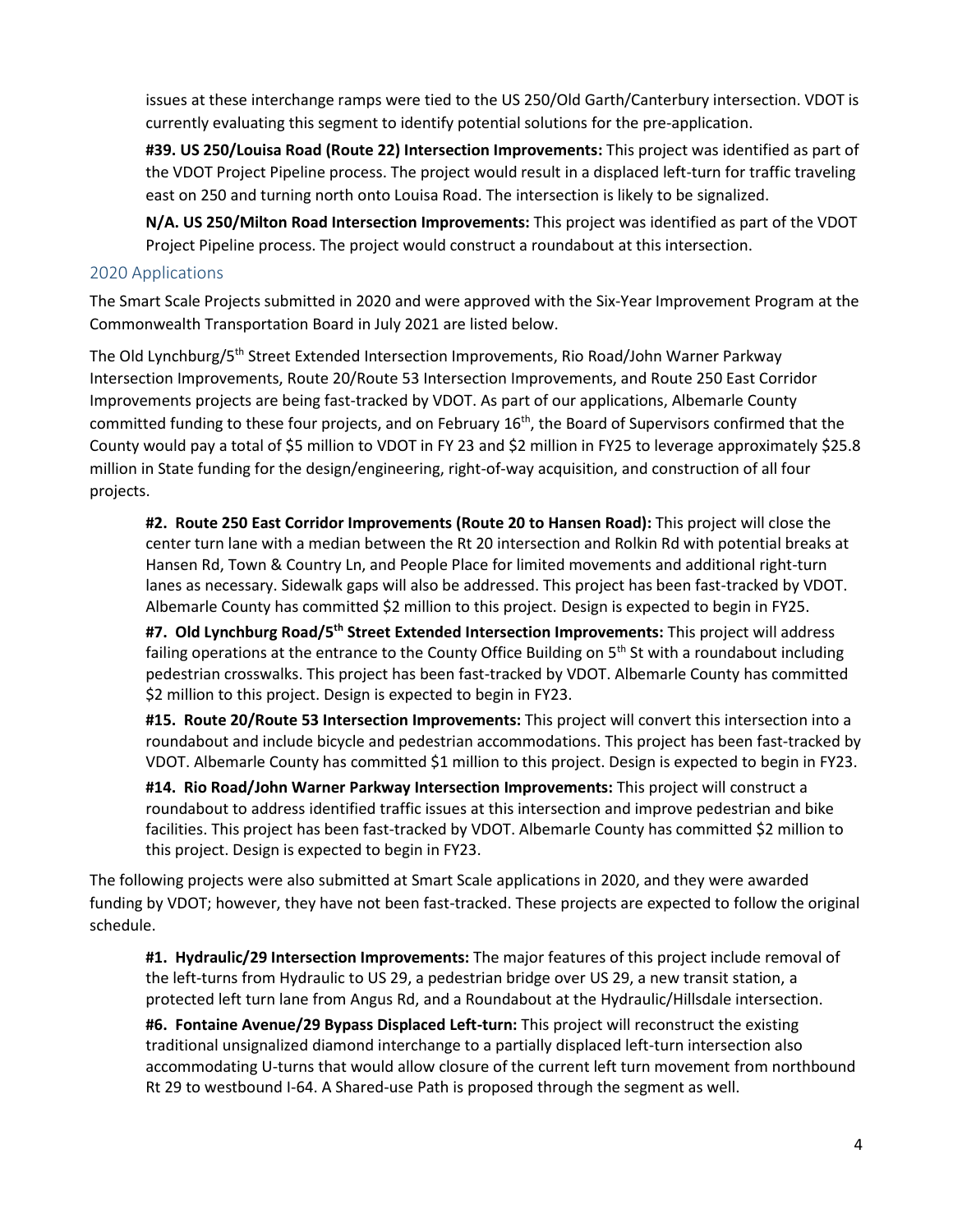issues at these interchange ramps were tied to the US 250/Old Garth/Canterbury intersection. VDOT is currently evaluating this segment to identify potential solutions for the pre-application.

**#39. US 250/Louisa Road (Route 22) Intersection Improvements:** This project was identified as part of the VDOT Project Pipeline process. The project would result in a displaced left-turn for traffic traveling east on 250 and turning north onto Louisa Road. The intersection is likely to be signalized.

**N/A. US 250/Milton Road Intersection Improvements:** This project was identified as part of the VDOT Project Pipeline process. The project would construct a roundabout at this intersection.

## 2020 Applications

The Smart Scale Projects submitted in 2020 and were approved with the Six-Year Improvement Program at the Commonwealth Transportation Board in July 2021 are listed below.

The Old Lynchburg/5th Street Extended Intersection Improvements, Rio Road/John Warner Parkway Intersection Improvements, Route 20/Route 53 Intersection Improvements, and Route 250 East Corridor Improvements projects are being fast-tracked by VDOT. As part of our applications, Albemarle County committed funding to these four projects, and on February 16th, the Board of Supervisors confirmed that the County would pay a total of $5 million to VDOT in FY 23 and $2 million in FY25 to leverage approximately $25.8 million in State funding for the design/engineering, right-of-way acquisition, and construction of all four projects.

**#2. Route 250 East Corridor Improvements (Route 20 to Hansen Road):** This project will close the center turn lane with a median between the Rt 20 intersection and Rolkin Rd with potential breaks at Hansen Rd, Town & Country Ln, and People Place for limited movements and additional right-turn lanes as necessary. Sidewalk gaps will also be addressed. This project has been fast-tracked by VDOT. Albemarle County has committed $2 million to this project. Design is expected to begin in FY25.

**#7. Old Lynchburg Road/5th Street Extended Intersection Improvements:** This project will address failing operations at the entrance to the County Office Building on 5th St with a roundabout including pedestrian crosswalks. This project has been fast-tracked by VDOT. Albemarle County has committed $2 million to this project. Design is expected to begin in FY23.

**#15. Route 20/Route 53 Intersection Improvements:** This project will convert this intersection into a roundabout and include bicycle and pedestrian accommodations. This project has been fast-tracked by VDOT. Albemarle County has committed $1 million to this project. Design is expected to begin in FY23.

**#14. Rio Road/John Warner Parkway Intersection Improvements:** This project will construct a roundabout to address identified traffic issues at this intersection and improve pedestrian and bike facilities. This project has been fast-tracked by VDOT. Albemarle County has committed $2 million to this project. Design is expected to begin in FY23.

The following projects were also submitted at Smart Scale applications in 2020, and they were awarded funding by VDOT; however, they have not been fast-tracked. These projects are expected to follow the original schedule.

**#1. Hydraulic/29 Intersection Improvements:** The major features of this project include removal of the left-turns from Hydraulic to US 29, a pedestrian bridge over US 29, a new transit station, a protected left turn lane from Angus Rd, and a Roundabout at the Hydraulic/Hillsdale intersection.

**#6. Fontaine Avenue/29 Bypass Displaced Left-turn:** This project will reconstruct the existing traditional unsignalized diamond interchange to a partially displaced left-turn intersection also accommodating U-turns that would allow closure of the current left turn movement from northbound Rt 29 to westbound I-64. A Shared-use Path is proposed through the segment as well.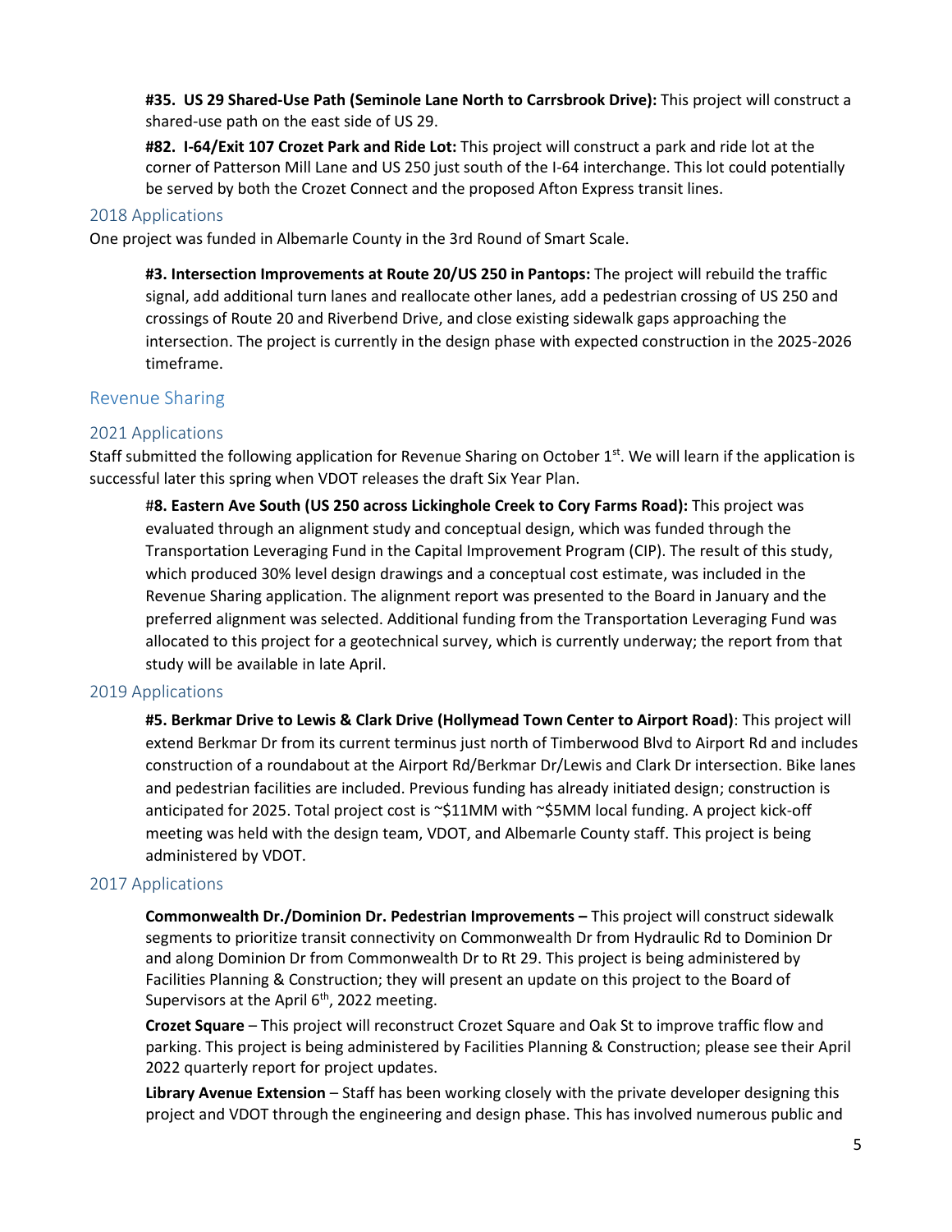**#35. US 29 Shared-Use Path (Seminole Lane North to Carrsbrook Drive):** This project will construct a shared-use path on the east side of US 29.

**#82. I-64/Exit 107 Crozet Park and Ride Lot:** This project will construct a park and ride lot at the corner of Patterson Mill Lane and US 250 just south of the I-64 interchange. This lot could potentially be served by both the Crozet Connect and the proposed Afton Express transit lines.

### 2018 Applications

One project was funded in Albemarle County in the 3rd Round of Smart Scale.

**#3. Intersection Improvements at Route 20/US 250 in Pantops:** The project will rebuild the traffic signal, add additional turn lanes and reallocate other lanes, add a pedestrian crossing of US 250 and crossings of Route 20 and Riverbend Drive, and close existing sidewalk gaps approaching the intersection. The project is currently in the design phase with expected construction in the 2025-2026 timeframe.

## Revenue Sharing

### 2021 Applications

Staff submitted the following application for Revenue Sharing on October 1st. We will learn if the application is successful later this spring when VDOT releases the draft Six Year Plan.

#**8. Eastern Ave South (US 250 across Lickinghole Creek to Cory Farms Road):** This project was evaluated through an alignment study and conceptual design, which was funded through the Transportation Leveraging Fund in the Capital Improvement Program (CIP). The result of this study, which produced 30% level design drawings and a conceptual cost estimate, was included in the Revenue Sharing application. The alignment report was presented to the Board in January and the preferred alignment was selected. Additional funding from the Transportation Leveraging Fund was allocated to this project for a geotechnical survey, which is currently underway; the report from that study will be available in late April.

### 2019 Applications

**#5. Berkmar Drive to Lewis & Clark Drive (Hollymead Town Center to Airport Road)**: This project will extend Berkmar Dr from its current terminus just north of Timberwood Blvd to Airport Rd and includes construction of a roundabout at the Airport Rd/Berkmar Dr/Lewis and Clark Dr intersection. Bike lanes and pedestrian facilities are included. Previous funding has already initiated design; construction is anticipated for 2025. Total project cost is ~$11MM with ~$5MM local funding. A project kick-off meeting was held with the design team, VDOT, and Albemarle County staff. This project is being administered by VDOT.

### 2017 Applications

**Commonwealth Dr./Dominion Dr. Pedestrian Improvements –** This project will construct sidewalk segments to prioritize transit connectivity on Commonwealth Dr from Hydraulic Rd to Dominion Dr and along Dominion Dr from Commonwealth Dr to Rt 29. This project is being administered by Facilities Planning & Construction; they will present an update on this project to the Board of Supervisors at the April 6th, 2022 meeting.

**Crozet Square** – This project will reconstruct Crozet Square and Oak St to improve traffic flow and parking. This project is being administered by Facilities Planning & Construction; please see their April 2022 quarterly report for project updates.

**Library Avenue Extension** – Staff has been working closely with the private developer designing this project and VDOT through the engineering and design phase. This has involved numerous public and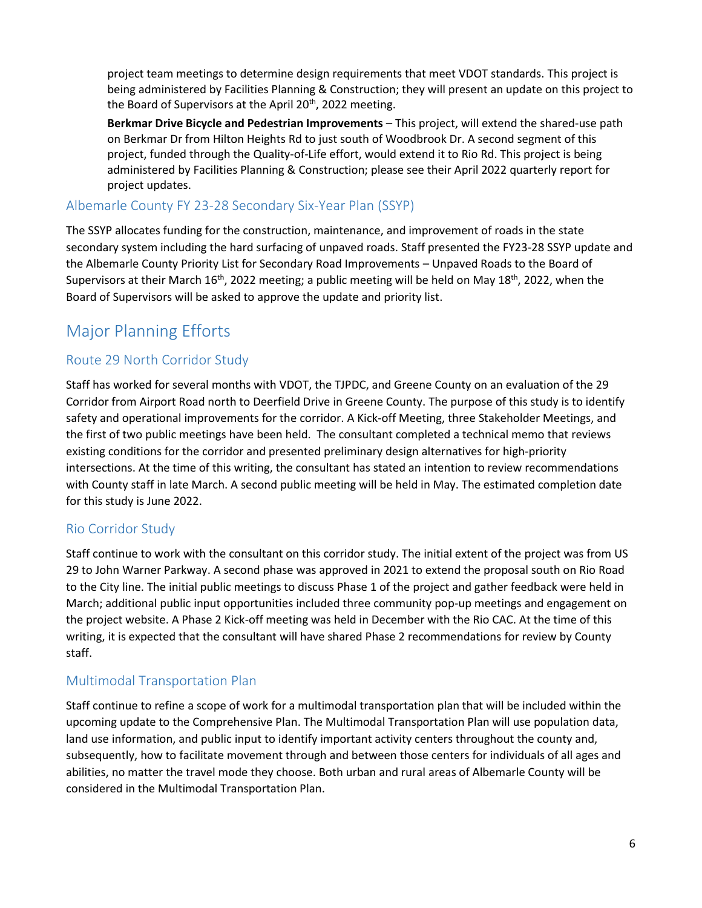project team meetings to determine design requirements that meet VDOT standards. This project is being administered by Facilities Planning & Construction; they will present an update on this project to the Board of Supervisors at the April 20th, 2022 meeting.

**Berkmar Drive Bicycle and Pedestrian Improvements** – This project, will extend the shared-use path on Berkmar Dr from Hilton Heights Rd to just south of Woodbrook Dr. A second segment of this project, funded through the Quality-of-Life effort, would extend it to Rio Rd. This project is being administered by Facilities Planning & Construction; please see their April 2022 quarterly report for project updates.

### Albemarle County FY 23-28 Secondary Six-Year Plan (SSYP)

The SSYP allocates funding for the construction, maintenance, and improvement of roads in the state secondary system including the hard surfacing of unpaved roads. Staff presented the FY23-28 SSYP update and the Albemarle County Priority List for Secondary Road Improvements – Unpaved Roads to the Board of Supervisors at their March 16th, 2022 meeting; a public meeting will be held on May 18th, 2022, when the Board of Supervisors will be asked to approve the update and priority list.

## Major Planning Efforts

### Route 29 North Corridor Study

Staff has worked for several months with VDOT, the TJPDC, and Greene County on an evaluation of the 29 Corridor from Airport Road north to Deerfield Drive in Greene County. The purpose of this study is to identify safety and operational improvements for the corridor. A Kick-off Meeting, three Stakeholder Meetings, and the first of two public meetings have been held. The consultant completed a technical memo that reviews existing conditions for the corridor and presented preliminary design alternatives for high-priority intersections. At the time of this writing, the consultant has stated an intention to review recommendations with County staff in late March. A second public meeting will be held in May. The estimated completion date for this study is June 2022.

### Rio Corridor Study

Staff continue to work with the consultant on this corridor study. The initial extent of the project was from US 29 to John Warner Parkway. A second phase was approved in 2021 to extend the proposal south on Rio Road to the City line. The initial public meetings to discuss Phase 1 of the project and gather feedback were held in March; additional public input opportunities included three community pop-up meetings and engagement on the project website. A Phase 2 Kick-off meeting was held in December with the Rio CAC. At the time of this writing, it is expected that the consultant will have shared Phase 2 recommendations for review by County staff.

### Multimodal Transportation Plan

Staff continue to refine a scope of work for a multimodal transportation plan that will be included within the upcoming update to the Comprehensive Plan. The Multimodal Transportation Plan will use population data, land use information, and public input to identify important activity centers throughout the county and, subsequently, how to facilitate movement through and between those centers for individuals of all ages and abilities, no matter the travel mode they choose. Both urban and rural areas of Albemarle County will be considered in the Multimodal Transportation Plan.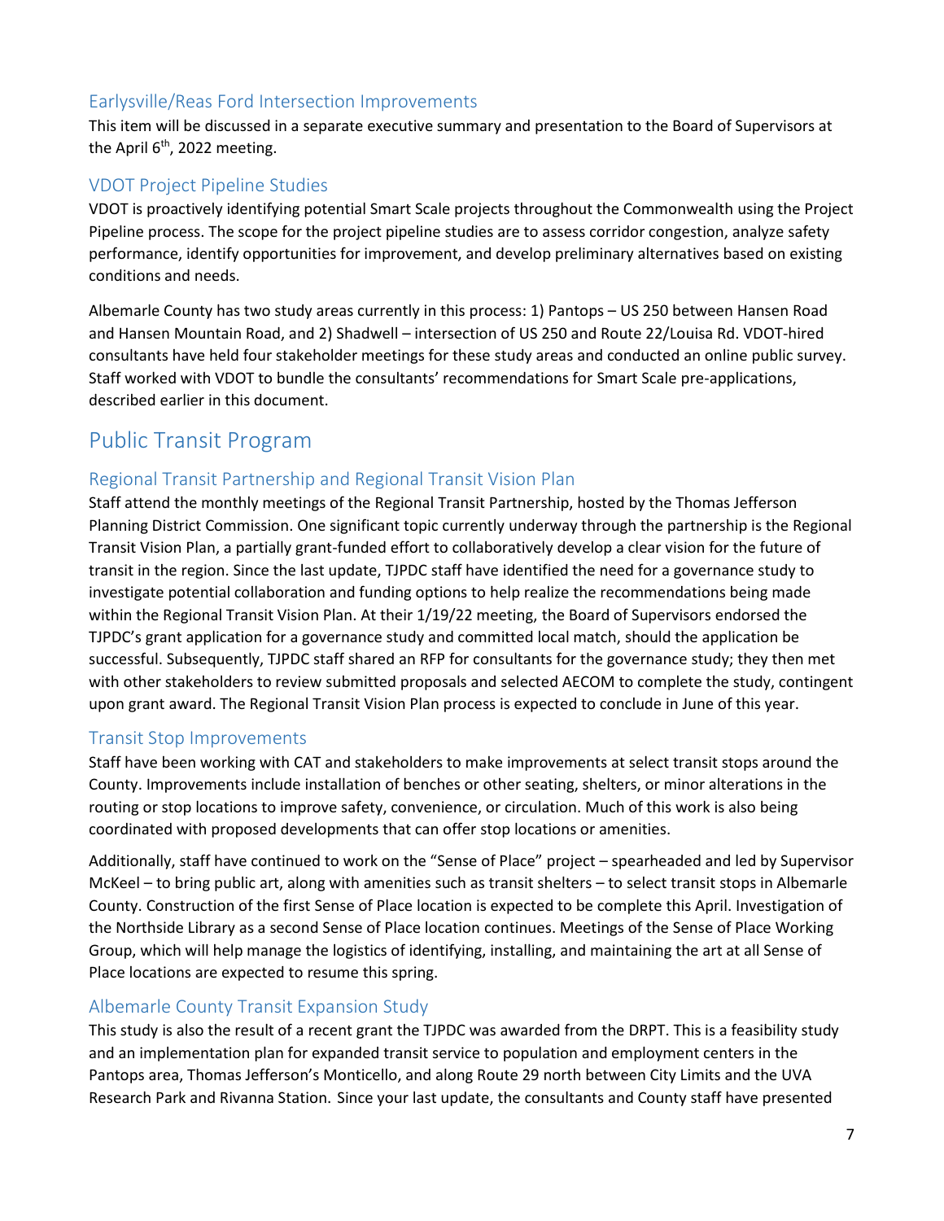### Earlysville/Reas Ford Intersection Improvements

This item will be discussed in a separate executive summary and presentation to the Board of Supervisors at the April 6th, 2022 meeting.

### VDOT Project Pipeline Studies

VDOT is proactively identifying potential Smart Scale projects throughout the Commonwealth using the Project Pipeline process. The scope for the project pipeline studies are to assess corridor congestion, analyze safety performance, identify opportunities for improvement, and develop preliminary alternatives based on existing conditions and needs.

Albemarle County has two study areas currently in this process: 1) Pantops – US 250 between Hansen Road and Hansen Mountain Road, and 2) Shadwell – intersection of US 250 and Route 22/Louisa Rd. VDOT-hired consultants have held four stakeholder meetings for these study areas and conducted an online public survey. Staff worked with VDOT to bundle the consultants' recommendations for Smart Scale pre-applications, described earlier in this document.

## Public Transit Program

### Regional Transit Partnership and Regional Transit Vision Plan

Staff attend the monthly meetings of the Regional Transit Partnership, hosted by the Thomas Jefferson Planning District Commission. One significant topic currently underway through the partnership is the Regional Transit Vision Plan, a partially grant-funded effort to collaboratively develop a clear vision for the future of transit in the region. Since the last update, TJPDC staff have identified the need for a governance study to investigate potential collaboration and funding options to help realize the recommendations being made within the Regional Transit Vision Plan. At their 1/19/22 meeting, the Board of Supervisors endorsed the TJPDC's grant application for a governance study and committed local match, should the application be successful. Subsequently, TJPDC staff shared an RFP for consultants for the governance study; they then met with other stakeholders to review submitted proposals and selected AECOM to complete the study, contingent upon grant award. The Regional Transit Vision Plan process is expected to conclude in June of this year.

### Transit Stop Improvements

Staff have been working with CAT and stakeholders to make improvements at select transit stops around the County. Improvements include installation of benches or other seating, shelters, or minor alterations in the routing or stop locations to improve safety, convenience, or circulation. Much of this work is also being coordinated with proposed developments that can offer stop locations or amenities.

Additionally, staff have continued to work on the "Sense of Place" project – spearheaded and led by Supervisor McKeel – to bring public art, along with amenities such as transit shelters – to select transit stops in Albemarle County. Construction of the first Sense of Place location is expected to be complete this April. Investigation of the Northside Library as a second Sense of Place location continues. Meetings of the Sense of Place Working Group, which will help manage the logistics of identifying, installing, and maintaining the art at all Sense of Place locations are expected to resume this spring.

### Albemarle County Transit Expansion Study

This study is also the result of a recent grant the TJPDC was awarded from the DRPT. This is a feasibility study and an implementation plan for expanded transit service to population and employment centers in the Pantops area, Thomas Jefferson's Monticello, and along Route 29 north between City Limits and the UVA Research Park and Rivanna Station. Since your last update, the consultants and County staff have presented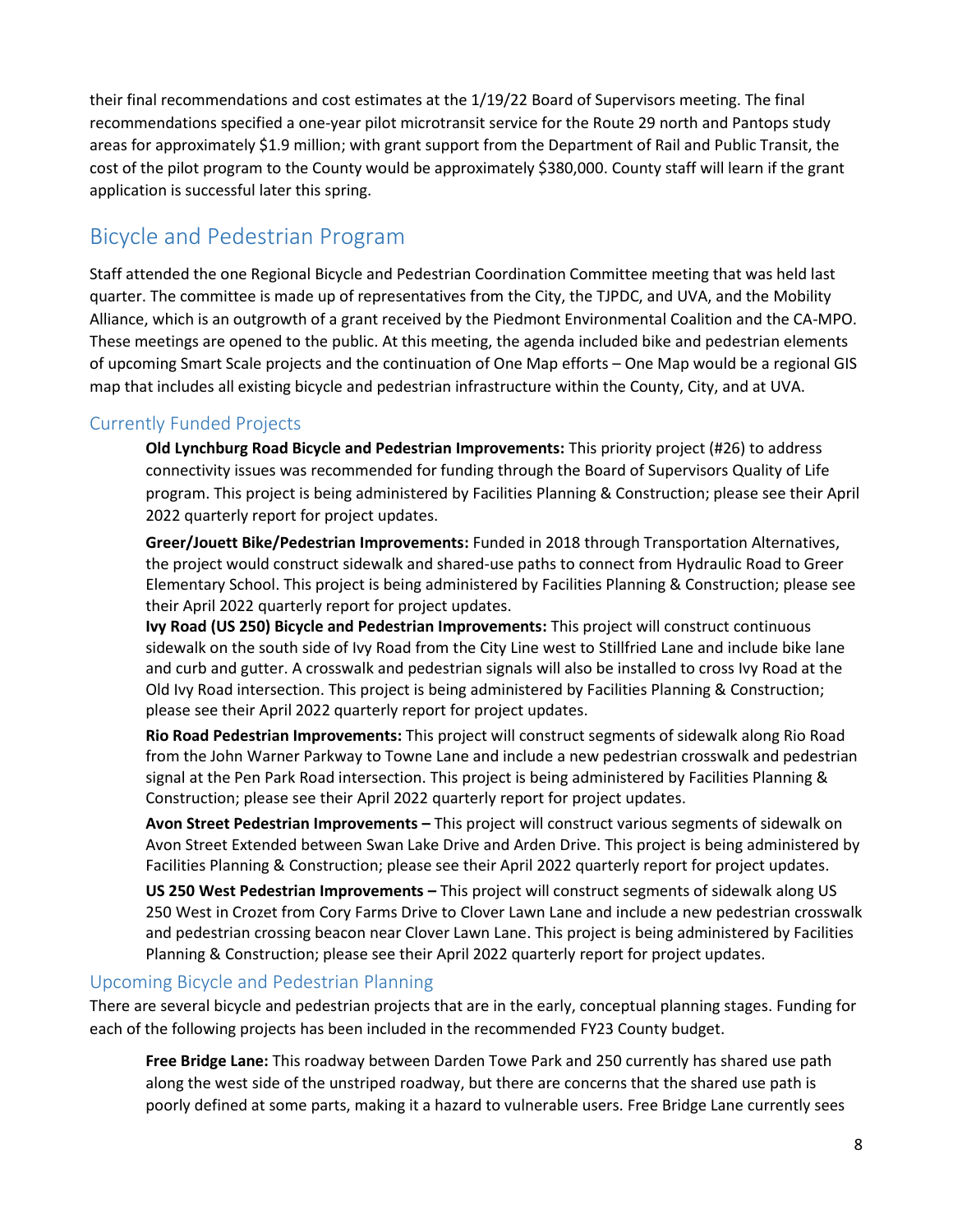their final recommendations and cost estimates at the 1/19/22 Board of Supervisors meeting. The final recommendations specified a one-year pilot microtransit service for the Route 29 north and Pantops study areas for approximately $1.9 million; with grant support from the Department of Rail and Public Transit, the cost of the pilot program to the County would be approximately $380,000. County staff will learn if the grant application is successful later this spring.

## Bicycle and Pedestrian Program

Staff attended the one Regional Bicycle and Pedestrian Coordination Committee meeting that was held last quarter. The committee is made up of representatives from the City, the TJPDC, and UVA, and the Mobility Alliance, which is an outgrowth of a grant received by the Piedmont Environmental Coalition and the CA-MPO. These meetings are opened to the public. At this meeting, the agenda included bike and pedestrian elements of upcoming Smart Scale projects and the continuation of One Map efforts – One Map would be a regional GIS map that includes all existing bicycle and pedestrian infrastructure within the County, City, and at UVA.

### Currently Funded Projects

**Old Lynchburg Road Bicycle and Pedestrian Improvements:** This priority project (#26) to address connectivity issues was recommended for funding through the Board of Supervisors Quality of Life program. This project is being administered by Facilities Planning & Construction; please see their April 2022 quarterly report for project updates.

**Greer/Jouett Bike/Pedestrian Improvements:** Funded in 2018 through Transportation Alternatives, the project would construct sidewalk and shared-use paths to connect from Hydraulic Road to Greer Elementary School. This project is being administered by Facilities Planning & Construction; please see their April 2022 quarterly report for project updates.

**Ivy Road (US 250) Bicycle and Pedestrian Improvements:** This project will construct continuous sidewalk on the south side of Ivy Road from the City Line west to Stillfried Lane and include bike lane and curb and gutter. A crosswalk and pedestrian signals will also be installed to cross Ivy Road at the Old Ivy Road intersection. This project is being administered by Facilities Planning & Construction; please see their April 2022 quarterly report for project updates.

**Rio Road Pedestrian Improvements:** This project will construct segments of sidewalk along Rio Road from the John Warner Parkway to Towne Lane and include a new pedestrian crosswalk and pedestrian signal at the Pen Park Road intersection. This project is being administered by Facilities Planning & Construction; please see their April 2022 quarterly report for project updates.

**Avon Street Pedestrian Improvements –** This project will construct various segments of sidewalk on Avon Street Extended between Swan Lake Drive and Arden Drive. This project is being administered by Facilities Planning & Construction; please see their April 2022 quarterly report for project updates.

**US 250 West Pedestrian Improvements –** This project will construct segments of sidewalk along US 250 West in Crozet from Cory Farms Drive to Clover Lawn Lane and include a new pedestrian crosswalk and pedestrian crossing beacon near Clover Lawn Lane. This project is being administered by Facilities Planning & Construction; please see their April 2022 quarterly report for project updates.

### Upcoming Bicycle and Pedestrian Planning

There are several bicycle and pedestrian projects that are in the early, conceptual planning stages. Funding for each of the following projects has been included in the recommended FY23 County budget.

**Free Bridge Lane:** This roadway between Darden Towe Park and 250 currently has shared use path along the west side of the unstriped roadway, but there are concerns that the shared use path is poorly defined at some parts, making it a hazard to vulnerable users. Free Bridge Lane currently sees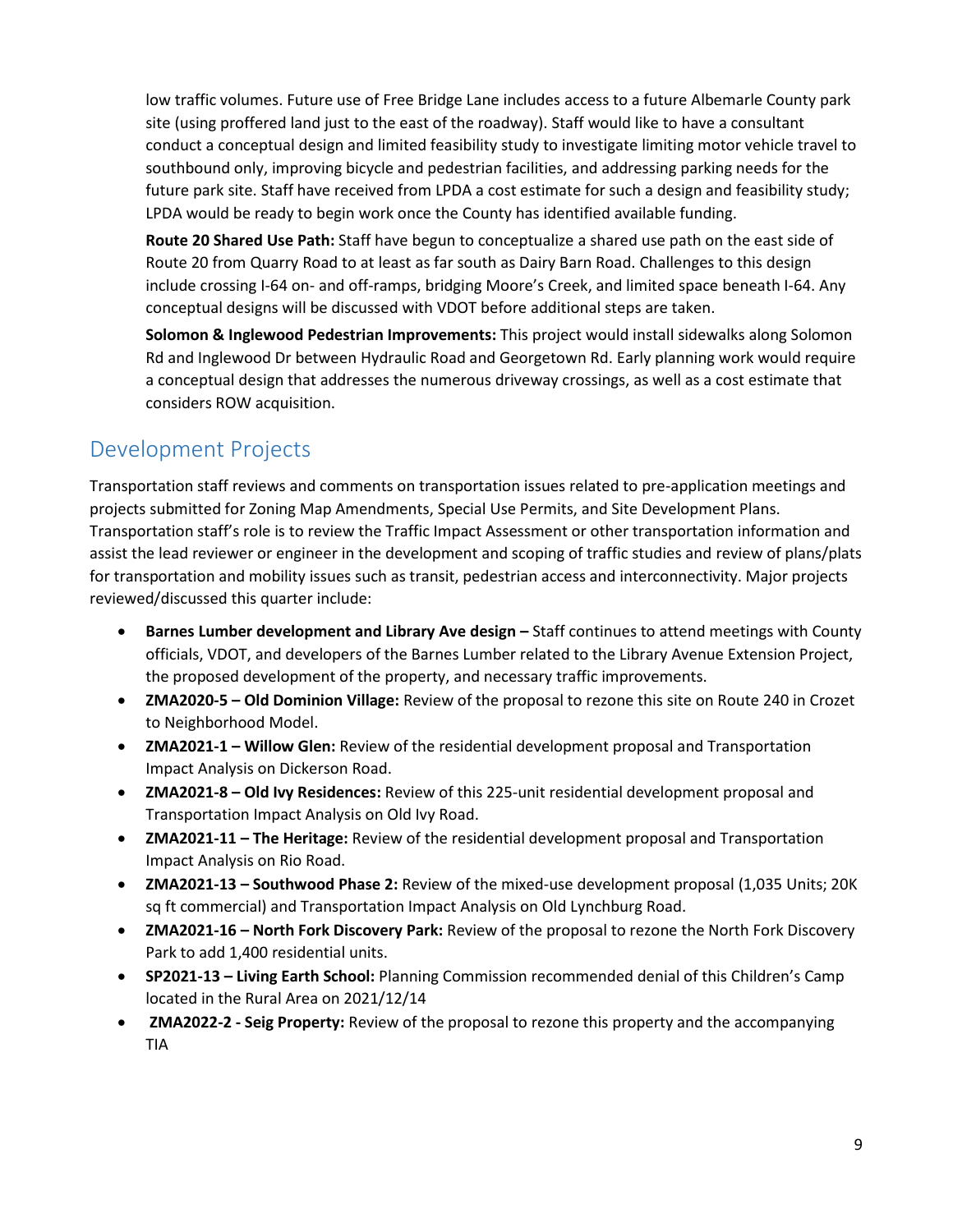low traffic volumes. Future use of Free Bridge Lane includes access to a future Albemarle County park site (using proffered land just to the east of the roadway). Staff would like to have a consultant conduct a conceptual design and limited feasibility study to investigate limiting motor vehicle travel to southbound only, improving bicycle and pedestrian facilities, and addressing parking needs for the future park site. Staff have received from LPDA a cost estimate for such a design and feasibility study; LPDA would be ready to begin work once the County has identified available funding.

**Route 20 Shared Use Path:** Staff have begun to conceptualize a shared use path on the east side of Route 20 from Quarry Road to at least as far south as Dairy Barn Road. Challenges to this design include crossing I-64 on- and off-ramps, bridging Moore's Creek, and limited space beneath I-64. Any conceptual designs will be discussed with VDOT before additional steps are taken.

**Solomon & Inglewood Pedestrian Improvements:** This project would install sidewalks along Solomon Rd and Inglewood Dr between Hydraulic Road and Georgetown Rd. Early planning work would require a conceptual design that addresses the numerous driveway crossings, as well as a cost estimate that considers ROW acquisition.

## Development Projects

Transportation staff reviews and comments on transportation issues related to pre-application meetings and projects submitted for Zoning Map Amendments, Special Use Permits, and Site Development Plans. Transportation staff's role is to review the Traffic Impact Assessment or other transportation information and assist the lead reviewer or engineer in the development and scoping of traffic studies and review of plans/plats for transportation and mobility issues such as transit, pedestrian access and interconnectivity. Major projects reviewed/discussed this quarter include:

- **Barnes Lumber development and Library Ave design –** Staff continues to attend meetings with County officials, VDOT, and developers of the Barnes Lumber related to the Library Avenue Extension Project, the proposed development of the property, and necessary traffic improvements.
- **ZMA2020-5 – Old Dominion Village:** Review of the proposal to rezone this site on Route 240 in Crozet to Neighborhood Model.
- **ZMA2021-1 – Willow Glen:** Review of the residential development proposal and Transportation Impact Analysis on Dickerson Road.
- **ZMA2021-8 – Old Ivy Residences:** Review of this 225-unit residential development proposal and Transportation Impact Analysis on Old Ivy Road.
- **ZMA2021-11 – The Heritage:** Review of the residential development proposal and Transportation Impact Analysis on Rio Road.
- **ZMA2021-13 – Southwood Phase 2:** Review of the mixed-use development proposal (1,035 Units; 20K sq ft commercial) and Transportation Impact Analysis on Old Lynchburg Road.
- **ZMA2021-16 – North Fork Discovery Park:** Review of the proposal to rezone the North Fork Discovery Park to add 1,400 residential units.
- **SP2021-13 – Living Earth School:** Planning Commission recommended denial of this Children's Camp located in the Rural Area on 2021/12/14
- **ZMA2022-2 - Seig Property:** Review of the proposal to rezone this property and the accompanying TIA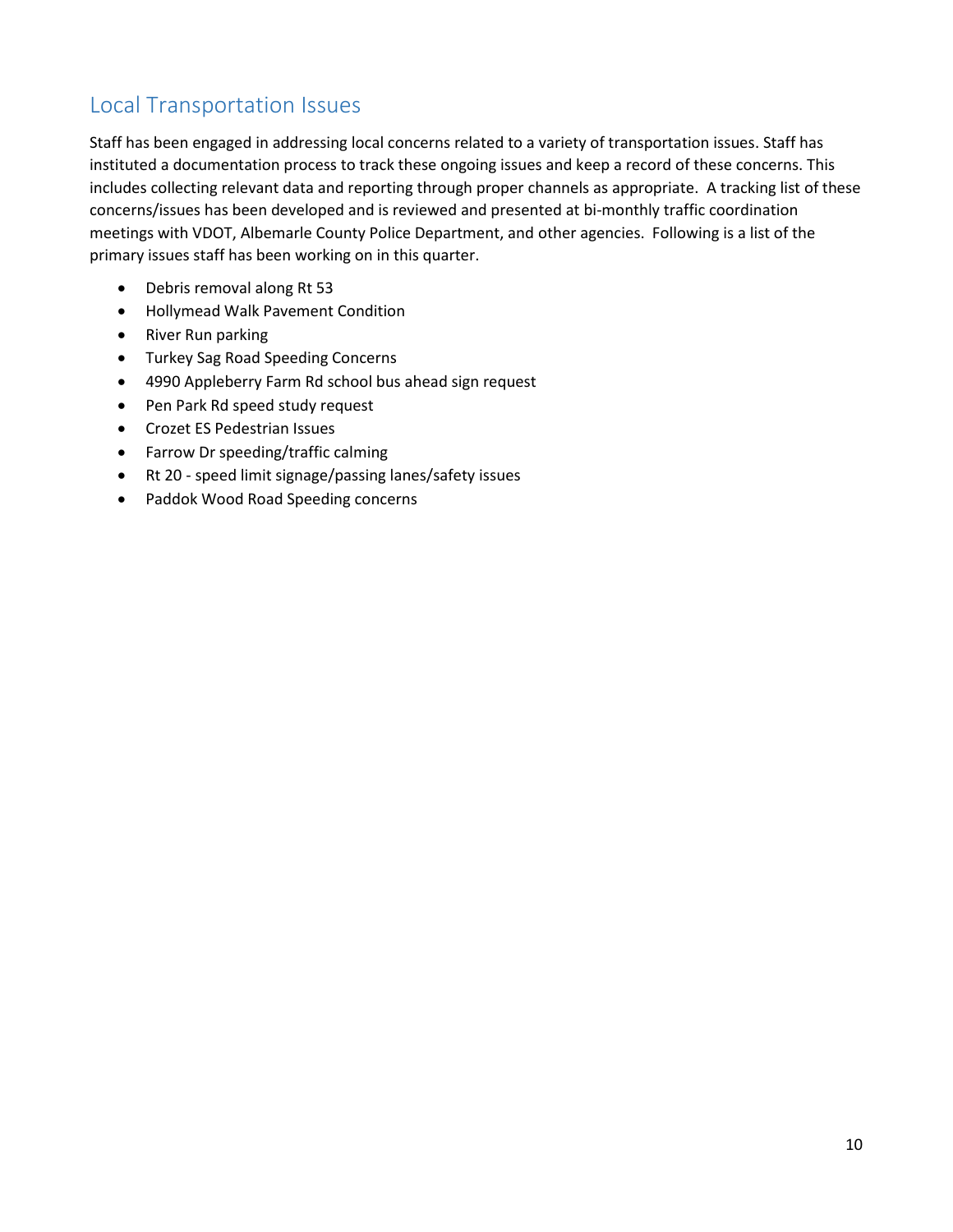## Local Transportation Issues

Staff has been engaged in addressing local concerns related to a variety of transportation issues. Staff has instituted a documentation process to track these ongoing issues and keep a record of these concerns. This includes collecting relevant data and reporting through proper channels as appropriate. A tracking list of these concerns/issues has been developed and is reviewed and presented at bi-monthly traffic coordination meetings with VDOT, Albemarle County Police Department, and other agencies. Following is a list of the primary issues staff has been working on in this quarter.

- Debris removal along Rt 53
- Hollymead Walk Pavement Condition
- River Run parking
- Turkey Sag Road Speeding Concerns
- 4990 Appleberry Farm Rd school bus ahead sign request
- Pen Park Rd speed study request
- Crozet ES Pedestrian Issues
- Farrow Dr speeding/traffic calming
- Rt 20 - speed limit signage/passing lanes/safety issues
- Paddok Wood Road Speeding concerns